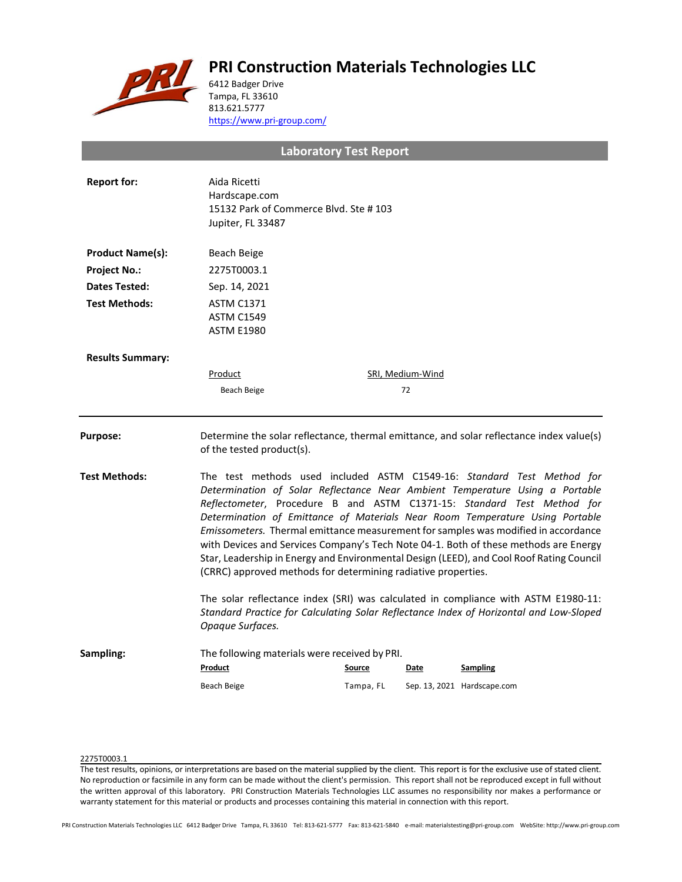# PRI Construction Materials Technologies LLC

6412 Badger Drive
Tampa, FL 33610
813.621.5777
https://www.pri-group.com/

## Laboratory Test Report

**Report for:** Aida Ricetti
Hardscape.com
15132 Park of Commerce Blvd. Ste # 103
Jupiter, FL 33487

**Product Name(s):** Beach Beige

**Project No.:** 2275T0003.1

**Dates Tested:** Sep. 14, 2021

**Test Methods:** ASTM C1371
ASTM C1549
ASTM E1980

**Results Summary:**

| Product | SRI, Medium-Wind |
|---|---|
| Beach Beige | 72 |

---

**Purpose:** Determine the solar reflectance, thermal emittance, and solar reflectance index value(s) of the tested product(s).

**Test Methods:** The test methods used included ASTM C1549-16: *Standard Test Method for Determination of Solar Reflectance Near Ambient Temperature Using a Portable Reflectometer*, Procedure B and ASTM C1371-15: *Standard Test Method for Determination of Emittance of Materials Near Room Temperature Using Portable Emissometers.* Thermal emittance measurement for samples was modified in accordance with Devices and Services Company's Tech Note 04-1. Both of these methods are Energy Star, Leadership in Energy and Environmental Design (LEED), and Cool Roof Rating Council (CRRC) approved methods for determining radiative properties.

The solar reflectance index (SRI) was calculated in compliance with ASTM E1980-11: *Standard Practice for Calculating Solar Reflectance Index of Horizontal and Low-Sloped Opaque Surfaces.*

**Sampling:** The following materials were received by PRI.

| Product | Source | Date | Sampling |
|---|---|---|---|
| Beach Beige | Tampa, FL | Sep. 13, 2021 | Hardscape.com |

2275T0003.1

The test results, opinions, or interpretations are based on the material supplied by the client. This report is for the exclusive use of stated client. No reproduction or facsimile in any form can be made without the client's permission. This report shall not be reproduced except in full without the written approval of this laboratory. PRI Construction Materials Technologies LLC assumes no responsibility nor makes a performance or warranty statement for this material or products and processes containing this material in connection with this report.

PRI Construction Materials Technologies LLC 6412 Badger Drive Tampa, FL 33610 Tel: 813-621-5777 Fax: 813-621-5840 e-mail: materialstesting@pri-group.com WebSite: http://www.pri-group.com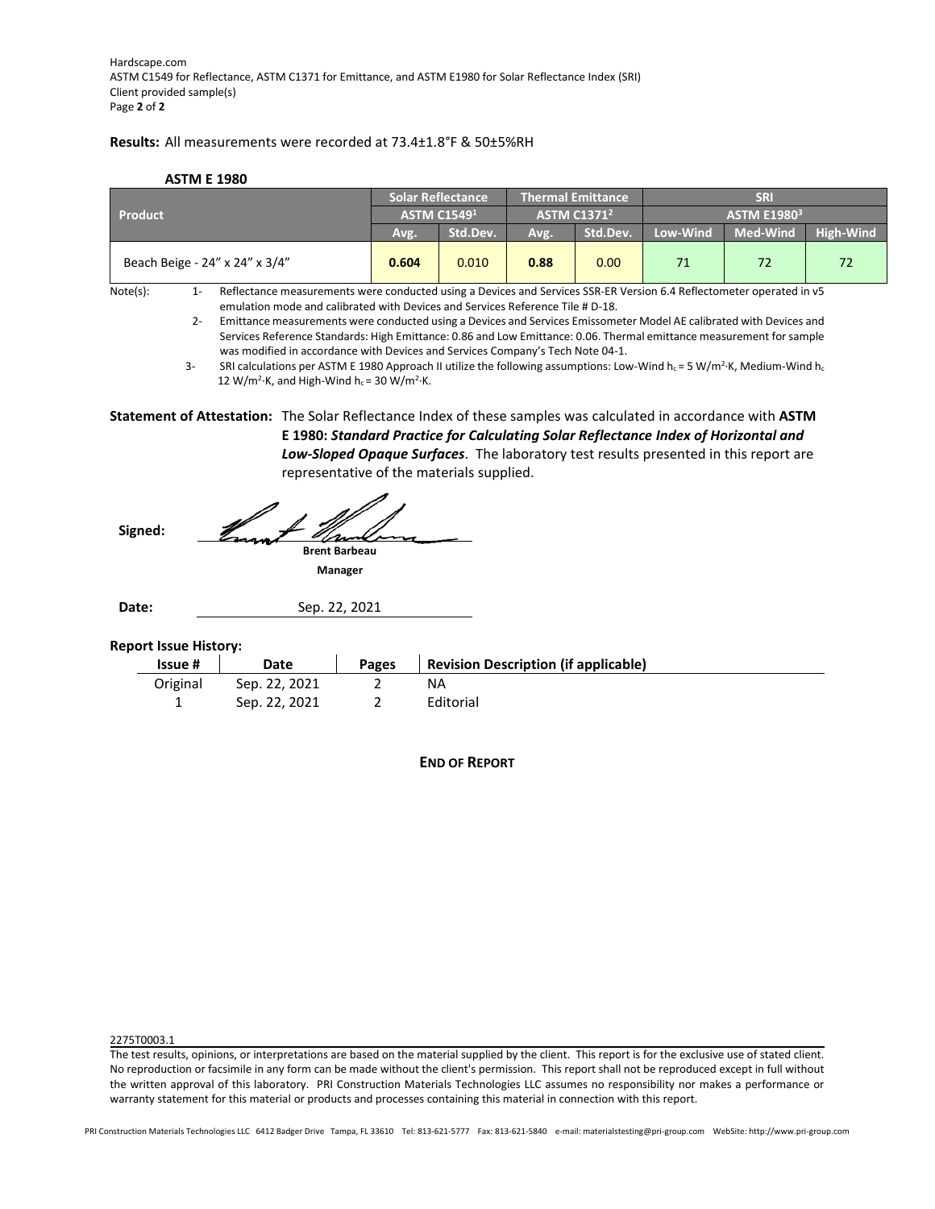Hardscape.com
ASTM C1549 for Reflectance, ASTM C1371 for Emittance, and ASTM E1980 for Solar Reflectance Index (SRI)
Client provided sample(s)

**Results:** All measurements were recorded at 73.4±1.8°F & 50±5%RH

**ASTM E 1980**

| Product | Solar Reflectance ASTM C1549[1] | | Thermal Emittance ASTM C1371[2] | | SRI ASTM E1980[3] | | |
|---|---|---|---|---|---|---|---|
| | Avg. | Std.Dev. | Avg. | Std.Dev. | Low-Wind | Med-Wind | High-Wind |
| Beach Beige - 24" x 24" x 3/4" | **0.604** | 0.010 | **0.88** | 0.00 | 71 | 72 | 72 |

Note(s):

1- Reflectance measurements were conducted using a Devices and Services SSR-ER Version 6.4 Reflectometer operated in v5 emulation mode and calibrated with Devices and Services Reference Tile # D-18.

2- Emittance measurements were conducted using a Devices and Services Emissometer Model AE calibrated with Devices and Services Reference Standards: High Emittance: 0.86 and Low Emittance: 0.06. Thermal emittance measurement for sample was modified in accordance with Devices and Services Company's Tech Note 04-1.

3- SRI calculations per ASTM E 1980 Approach II utilize the following assumptions: Low-Wind $h_c = 5\ W/m^2{\cdot}K$, Medium-Wind $h_c$ $12\ W/m^2{\cdot}K$, and High-Wind $h_c = 30\ W/m^2{\cdot}K$.

**Statement of Attestation:** The Solar Reflectance Index of these samples was calculated in accordance with **ASTM E 1980:** ***Standard Practice for Calculating Solar Reflectance Index of Horizontal and Low-Sloped Opaque Surfaces***. The laboratory test results presented in this report are representative of the materials supplied.

**Signed:**

**Brent Barbeau**
**Manager**

**Date:** Sep. 22, 2021

**Report Issue History:**

| Issue # | Date | Pages | Revision Description (if applicable) |
|---|---|---|---|
| Original | Sep. 22, 2021 | 2 | NA |
| 1 | Sep. 22, 2021 | 2 | Editorial |

**END OF REPORT**

2275T0003.1

The test results, opinions, or interpretations are based on the material supplied by the client. This report is for the exclusive use of stated client. No reproduction or facsimile in any form can be made without the client's permission. This report shall not be reproduced except in full without the written approval of this laboratory. PRI Construction Materials Technologies LLC assumes no responsibility nor makes a performance or warranty statement for this material or products and processes containing this material in connection with this report.

PRI Construction Materials Technologies LLC 6412 Badger Drive Tampa, FL 33610 Tel: 813-621-5777 Fax: 813-621-5840 e-mail: materialstesting@pri-group.com WebSite: http://www.pri-group.com